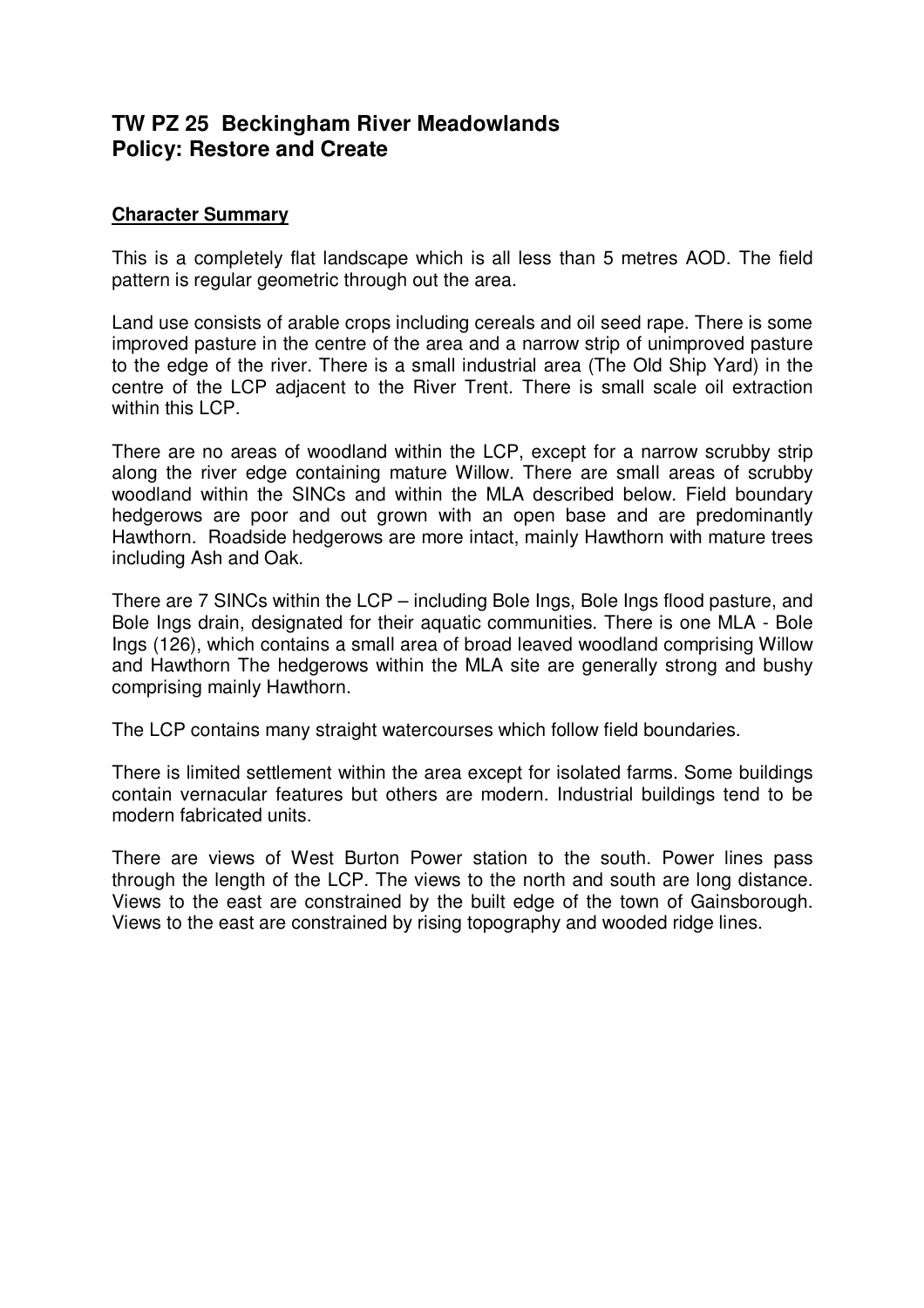## TW PZ 25 Beckingham River Meadowlands
## Policy: Restore and Create

### Character Summary

This is a completely flat landscape which is all less than 5 metres AOD. The field pattern is regular geometric through out the area.

Land use consists of arable crops including cereals and oil seed rape. There is some improved pasture in the centre of the area and a narrow strip of unimproved pasture to the edge of the river. There is a small industrial area (The Old Ship Yard) in the centre of the LCP adjacent to the River Trent. There is small scale oil extraction within this LCP.

There are no areas of woodland within the LCP, except for a narrow scrubby strip along the river edge containing mature Willow. There are small areas of scrubby woodland within the SINCs and within the MLA described below. Field boundary hedgerows are poor and out grown with an open base and are predominantly Hawthorn. Roadside hedgerows are more intact, mainly Hawthorn with mature trees including Ash and Oak.

There are 7 SINCs within the LCP – including Bole Ings, Bole Ings flood pasture, and Bole Ings drain, designated for their aquatic communities. There is one MLA - Bole Ings (126), which contains a small area of broad leaved woodland comprising Willow and Hawthorn The hedgerows within the MLA site are generally strong and bushy comprising mainly Hawthorn.

The LCP contains many straight watercourses which follow field boundaries.

There is limited settlement within the area except for isolated farms. Some buildings contain vernacular features but others are modern. Industrial buildings tend to be modern fabricated units.

There are views of West Burton Power station to the south. Power lines pass through the length of the LCP. The views to the north and south are long distance. Views to the east are constrained by the built edge of the town of Gainsborough. Views to the east are constrained by rising topography and wooded ridge lines.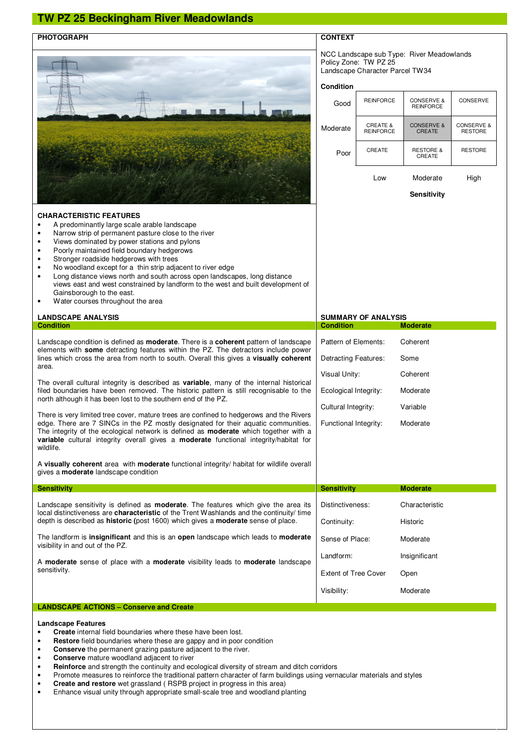# TW PZ 25 Beckingham River Meadowlands

## PHOTOGRAPH

## CONTEXT

NCC Landscape sub Type: River Meadowlands
Policy Zone: TW PZ 25
Landscape Character Parcel TW34

**Condition**

| | | | |
|---|---|---|---|
| Good | REINFORCE | CONSERVE & REINFORCE | CONSERVE |
| Moderate | CREATE & REINFORCE | CONSERVE & CREATE | CONSERVE & RESTORE |
| Poor | CREATE | RESTORE & CREATE | RESTORE |
| | Low | Moderate | High |

**Sensitivity**

## CHARACTERISTIC FEATURES

- A predominantly large scale arable landscape
- Narrow strip of permanent pasture close to the river
- Views dominated by power stations and pylons
- Poorly maintained field boundary hedgerows
- Stronger roadside hedgerows with trees
- No woodland except for a thin strip adjacent to river edge
- Long distance views north and south across open landscapes, long distance views east and west constrained by landform to the west and built development of Gainsborough to the east.
- Water courses throughout the area

## LANDSCAPE ANALYSIS

### Condition

Landscape condition is defined as **moderate**. There is a **coherent** pattern of landscape elements with **some** detracting features within the PZ. The detractors include power lines which cross the area from north to south. Overall this gives a **visually coherent** area.

The overall cultural integrity is described as **variable**, many of the internal historical filed boundaries have been removed. The historic pattern is still recognisable to the north although it has been lost to the southern end of the PZ.

There is very limited tree cover, mature trees are confined to hedgerows and the Rivers edge. There are 7 SINCs in the PZ mostly designated for their aquatic communities. The integrity of the ecological network is defined as **moderate** which together with a **variable** cultural integrity overall gives a **moderate** functional integrity/habitat for wildlife.

A **visually coherent** area with **moderate** functional integrity/ habitat for wildlife overall gives a **moderate** landscape condition

## SUMMARY OF ANALYSIS

| Condition | Moderate |
|---|---|
| Pattern of Elements: | Coherent |
| Detracting Features: | Some |
| Visual Unity: | Coherent |
| Ecological Integrity: | Moderate |
| Cultural Integrity: | Variable |
| Functional Integrity: | Moderate |

### Sensitivity

Landscape sensitivity is defined as **moderate**. The features which give the area its local distinctiveness are **characteristic** of the Trent Washlands and the continuity/ time depth is described as **historic (**post 1600) which gives a **moderate** sense of place.

The landform is **insignificant** and this is an **open** landscape which leads to **moderate** visibility in and out of the PZ.

A **moderate** sense of place with a **moderate** visibility leads to **moderate** landscape sensitivity.

| Sensitivity | Moderate |
|---|---|
| Distinctiveness: | Characteristic |
| Continuity: | Historic |
| Sense of Place: | Moderate |
| Landform: | Insignificant |
| Extent of Tree Cover | Open |
| Visibility: | Moderate |

## LANDSCAPE ACTIONS – Conserve and Create

**Landscape Features**

- **Create** internal field boundaries where these have been lost.
- **Restore** field boundaries where these are gappy and in poor condition
- **Conserve** the permanent grazing pasture adjacent to the river.
- **Conserve** mature woodland adjacent to river
- **Reinforce** and strength the continuity and ecological diversity of stream and ditch corridors
- Promote measures to reinforce the traditional pattern character of farm buildings using vernacular materials and styles
- **Create and restore** wet grassland ( RSPB project in progress in this area)
- Enhance visual unity through appropriate small-scale tree and woodland planting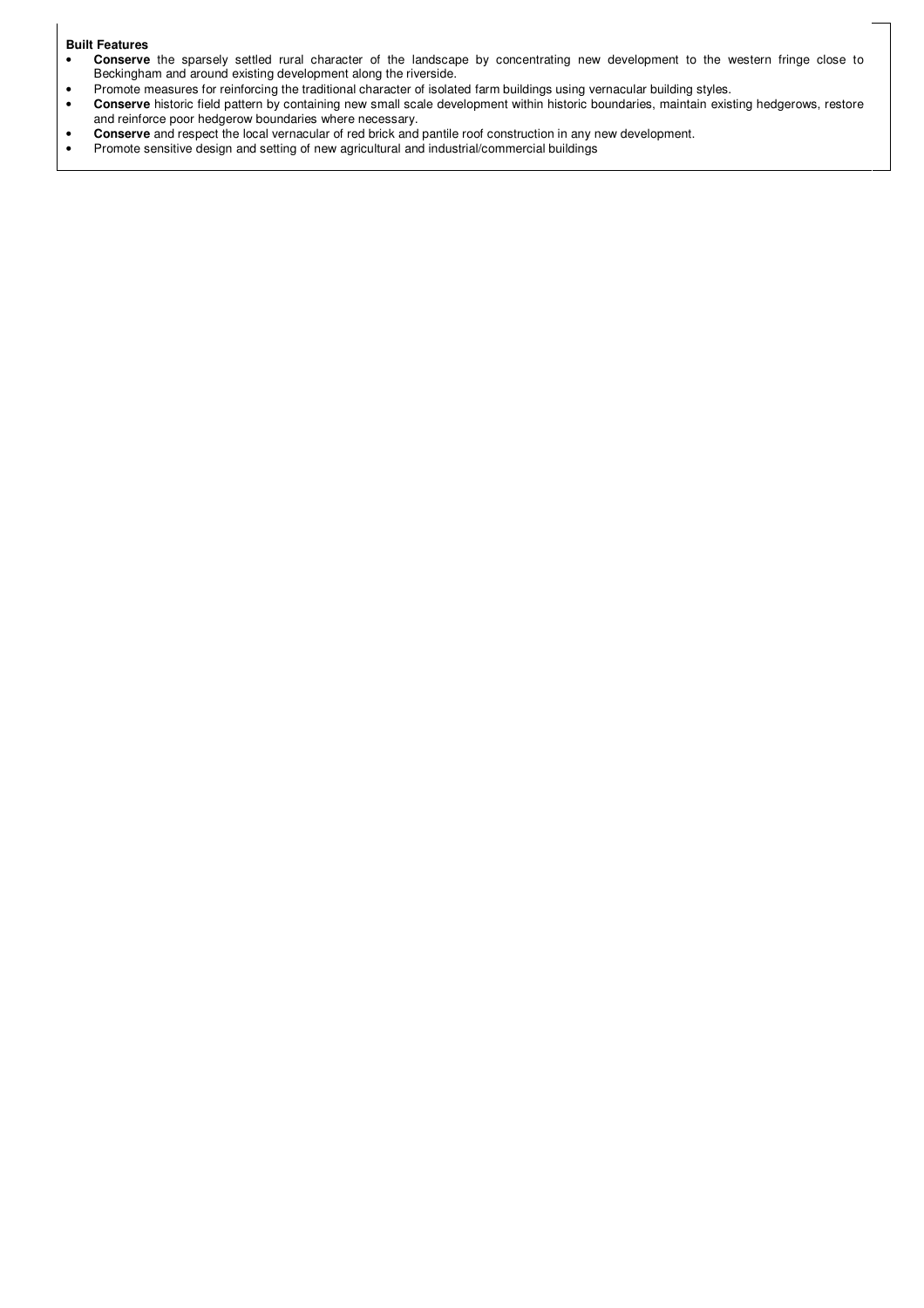**Built Features**

- **Conserve** the sparsely settled rural character of the landscape by concentrating new development to the western fringe close to Beckingham and around existing development along the riverside.
- Promote measures for reinforcing the traditional character of isolated farm buildings using vernacular building styles.
- **Conserve** historic field pattern by containing new small scale development within historic boundaries, maintain existing hedgerows, restore and reinforce poor hedgerow boundaries where necessary.
- **Conserve** and respect the local vernacular of red brick and pantile roof construction in any new development.
- Promote sensitive design and setting of new agricultural and industrial/commercial buildings